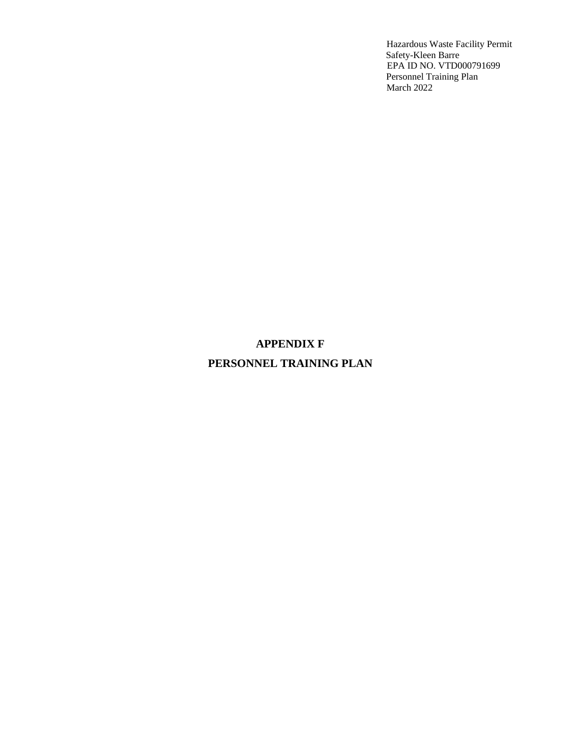# APPENDIX F

# PERSONNEL TRAINING PLAN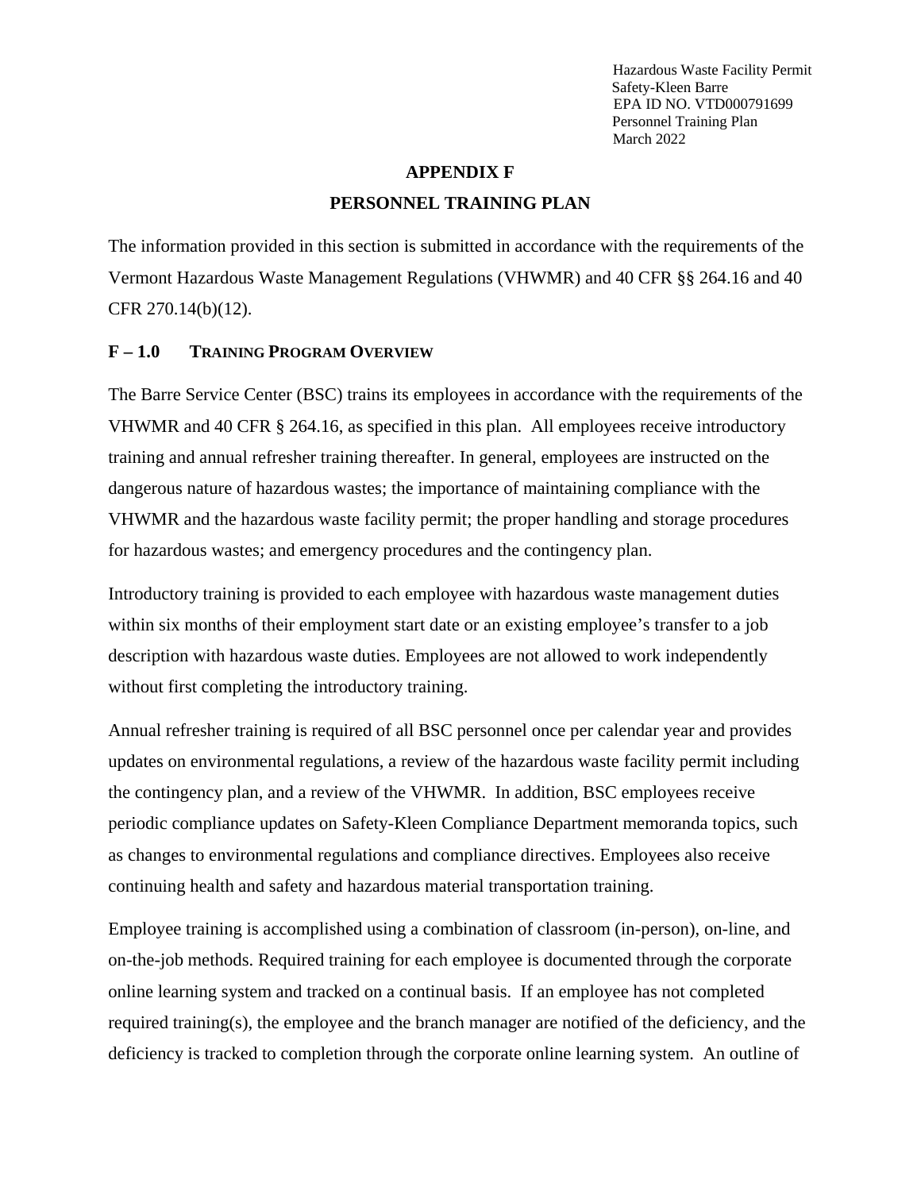# APPENDIX F

# PERSONNEL TRAINING PLAN

The information provided in this section is submitted in accordance with the requirements of the Vermont Hazardous Waste Management Regulations (VHWMR) and 40 CFR §§ 264.16 and 40 CFR 270.14(b)(12).

## F – 1.0 TRAINING PROGRAM OVERVIEW

The Barre Service Center (BSC) trains its employees in accordance with the requirements of the VHWMR and 40 CFR § 264.16, as specified in this plan. All employees receive introductory training and annual refresher training thereafter. In general, employees are instructed on the dangerous nature of hazardous wastes; the importance of maintaining compliance with the VHWMR and the hazardous waste facility permit; the proper handling and storage procedures for hazardous wastes; and emergency procedures and the contingency plan.

Introductory training is provided to each employee with hazardous waste management duties within six months of their employment start date or an existing employee's transfer to a job description with hazardous waste duties. Employees are not allowed to work independently without first completing the introductory training.

Annual refresher training is required of all BSC personnel once per calendar year and provides updates on environmental regulations, a review of the hazardous waste facility permit including the contingency plan, and a review of the VHWMR. In addition, BSC employees receive periodic compliance updates on Safety-Kleen Compliance Department memoranda topics, such as changes to environmental regulations and compliance directives. Employees also receive continuing health and safety and hazardous material transportation training.

Employee training is accomplished using a combination of classroom (in-person), on-line, and on-the-job methods. Required training for each employee is documented through the corporate online learning system and tracked on a continual basis. If an employee has not completed required training(s), the employee and the branch manager are notified of the deficiency, and the deficiency is tracked to completion through the corporate online learning system. An outline of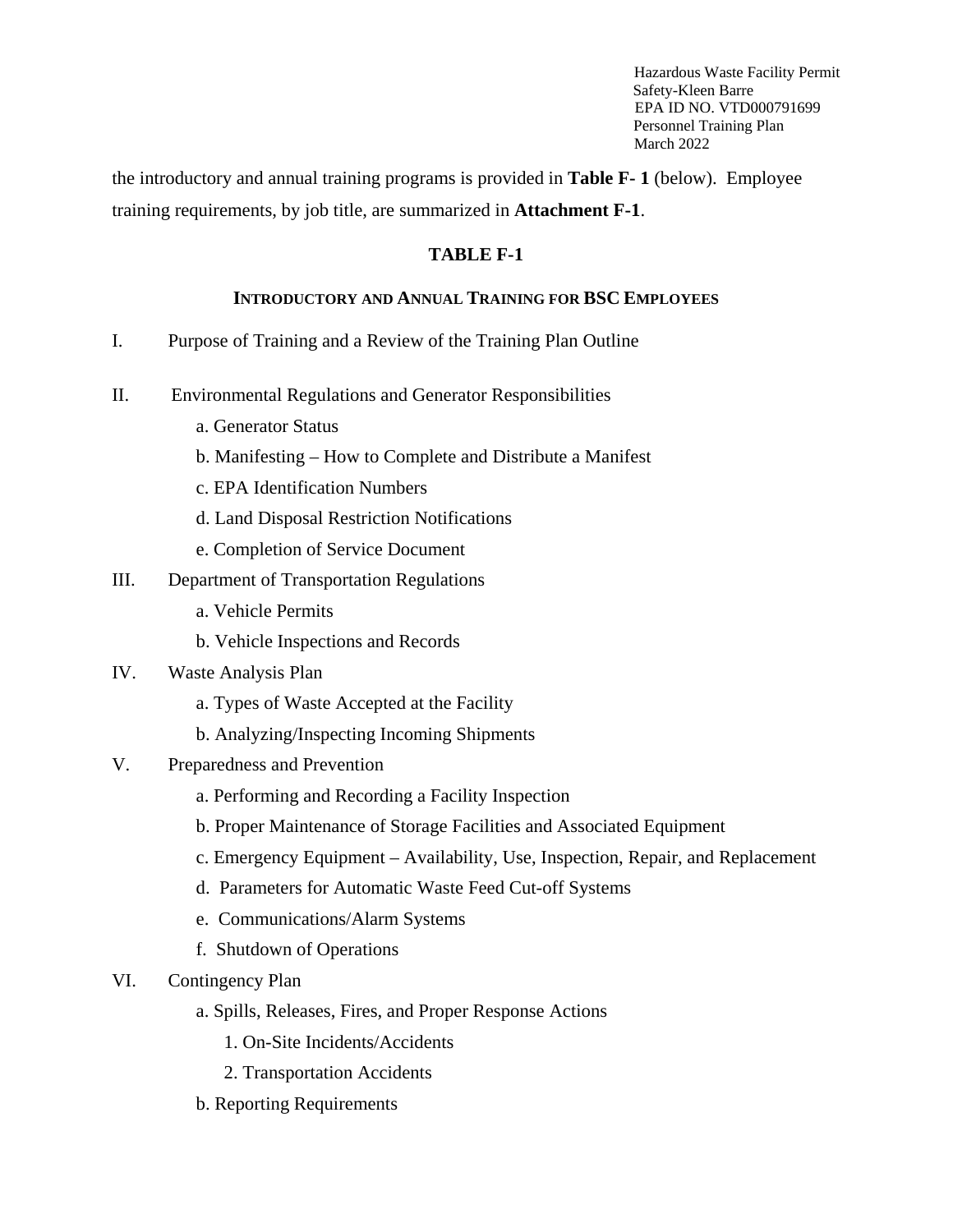the introductory and annual training programs is provided in **Table F- 1** (below). Employee training requirements, by job title, are summarized in **Attachment F-1**.

**TABLE F-1**

**INTRODUCTORY AND ANNUAL TRAINING FOR BSC EMPLOYEES**

I. Purpose of Training and a Review of the Training Plan Outline

II. Environmental Regulations and Generator Responsibilities

- a. Generator Status
- b. Manifesting – How to Complete and Distribute a Manifest
- c. EPA Identification Numbers
- d. Land Disposal Restriction Notifications
- e. Completion of Service Document

III. Department of Transportation Regulations

- a. Vehicle Permits
- b. Vehicle Inspections and Records

IV. Waste Analysis Plan

- a. Types of Waste Accepted at the Facility
- b. Analyzing/Inspecting Incoming Shipments

V. Preparedness and Prevention

- a. Performing and Recording a Facility Inspection
- b. Proper Maintenance of Storage Facilities and Associated Equipment
- c. Emergency Equipment – Availability, Use, Inspection, Repair, and Replacement
- d. Parameters for Automatic Waste Feed Cut-off Systems
- e. Communications/Alarm Systems
- f. Shutdown of Operations

VI. Contingency Plan

- a. Spills, Releases, Fires, and Proper Response Actions
  - 1. On-Site Incidents/Accidents
  - 2. Transportation Accidents
- b. Reporting Requirements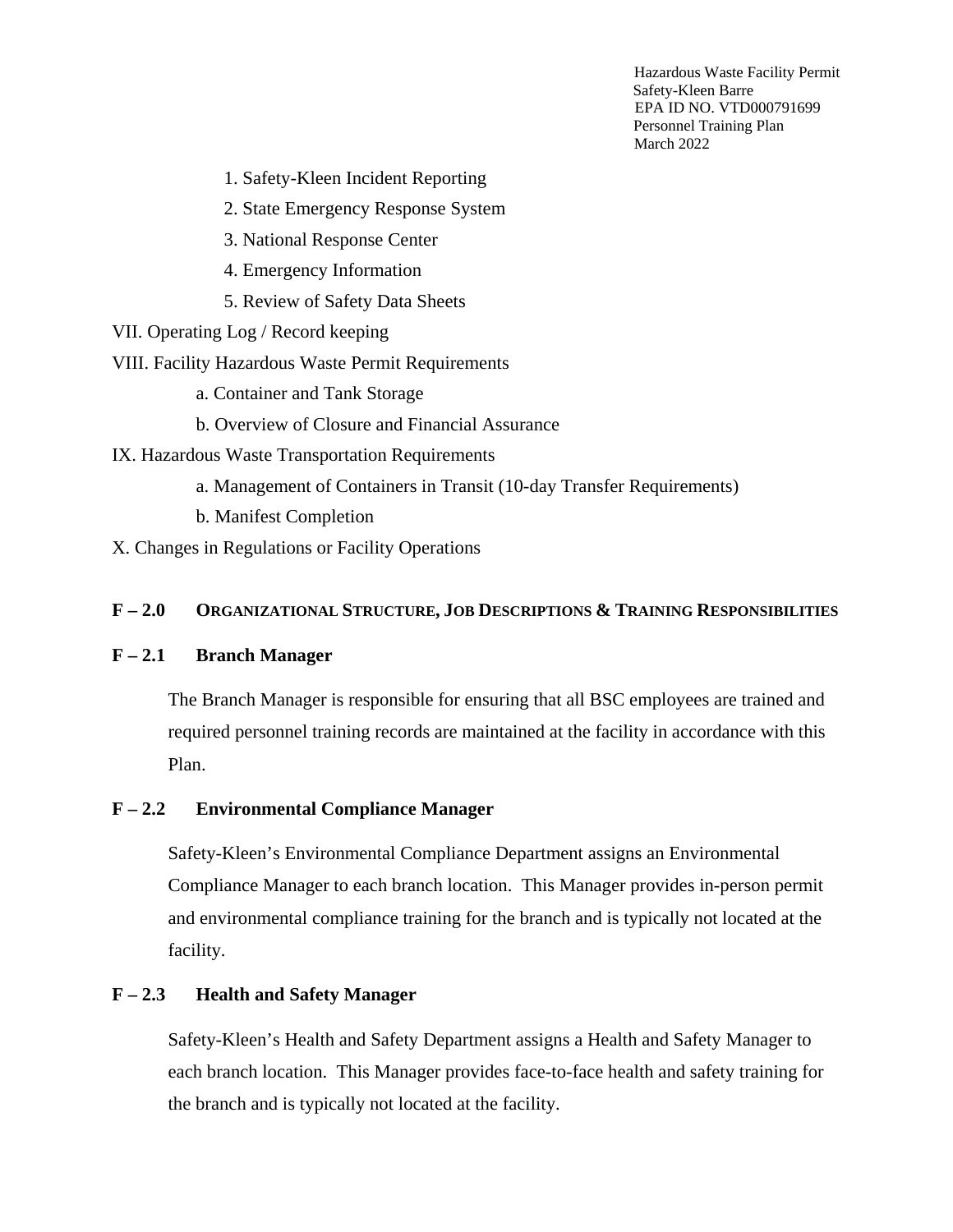1. Safety-Kleen Incident Reporting
2. State Emergency Response System
3. National Response Center
4. Emergency Information
5. Review of Safety Data Sheets

VII. Operating Log / Record keeping

VIII. Facility Hazardous Waste Permit Requirements

- a. Container and Tank Storage
- b. Overview of Closure and Financial Assurance

IX. Hazardous Waste Transportation Requirements

- a. Management of Containers in Transit (10-day Transfer Requirements)
- b. Manifest Completion

X. Changes in Regulations or Facility Operations

## F – 2.0 ORGANIZATIONAL STRUCTURE, JOB DESCRIPTIONS & TRAINING RESPONSIBILITIES

### F – 2.1 Branch Manager

The Branch Manager is responsible for ensuring that all BSC employees are trained and required personnel training records are maintained at the facility in accordance with this Plan.

### F – 2.2 Environmental Compliance Manager

Safety-Kleen's Environmental Compliance Department assigns an Environmental Compliance Manager to each branch location. This Manager provides in-person permit and environmental compliance training for the branch and is typically not located at the facility.

### F – 2.3 Health and Safety Manager

Safety-Kleen's Health and Safety Department assigns a Health and Safety Manager to each branch location. This Manager provides face-to-face health and safety training for the branch and is typically not located at the facility.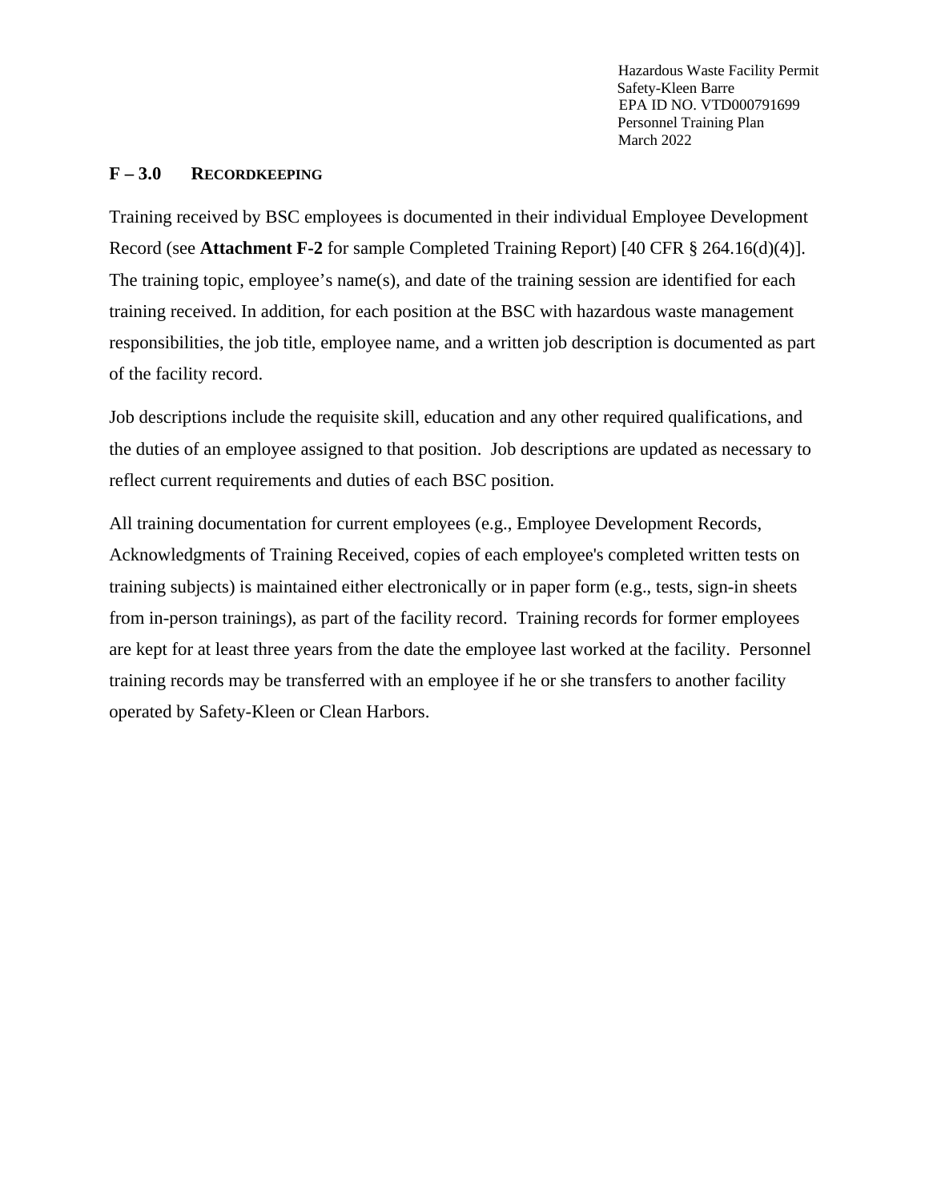## F – 3.0 RECORDKEEPING

Training received by BSC employees is documented in their individual Employee Development Record (see **Attachment F-2** for sample Completed Training Report) [40 CFR § 264.16(d)(4)]. The training topic, employee's name(s), and date of the training session are identified for each training received. In addition, for each position at the BSC with hazardous waste management responsibilities, the job title, employee name, and a written job description is documented as part of the facility record.

Job descriptions include the requisite skill, education and any other required qualifications, and the duties of an employee assigned to that position. Job descriptions are updated as necessary to reflect current requirements and duties of each BSC position.

All training documentation for current employees (e.g., Employee Development Records, Acknowledgments of Training Received, copies of each employee's completed written tests on training subjects) is maintained either electronically or in paper form (e.g., tests, sign-in sheets from in-person trainings), as part of the facility record. Training records for former employees are kept for at least three years from the date the employee last worked at the facility. Personnel training records may be transferred with an employee if he or she transfers to another facility operated by Safety-Kleen or Clean Harbors.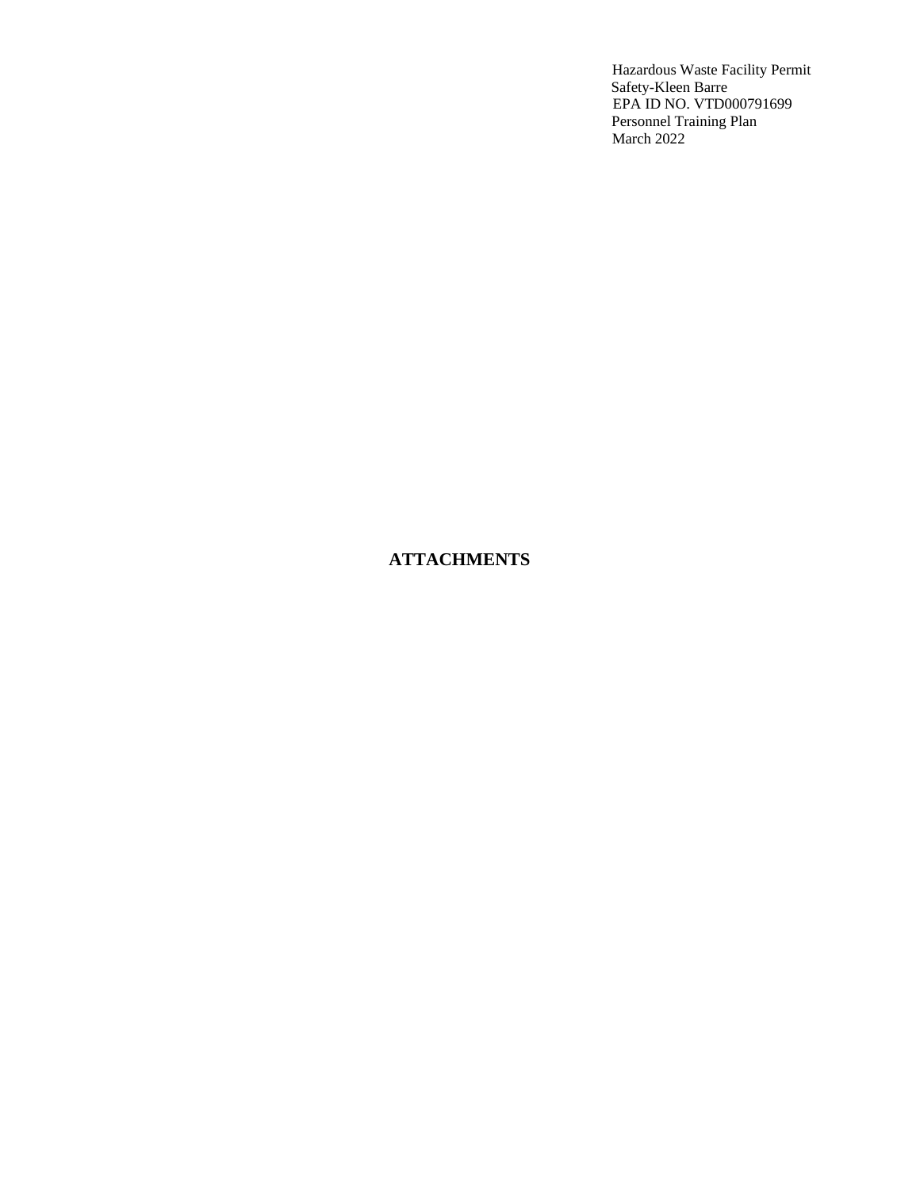# ATTACHMENTS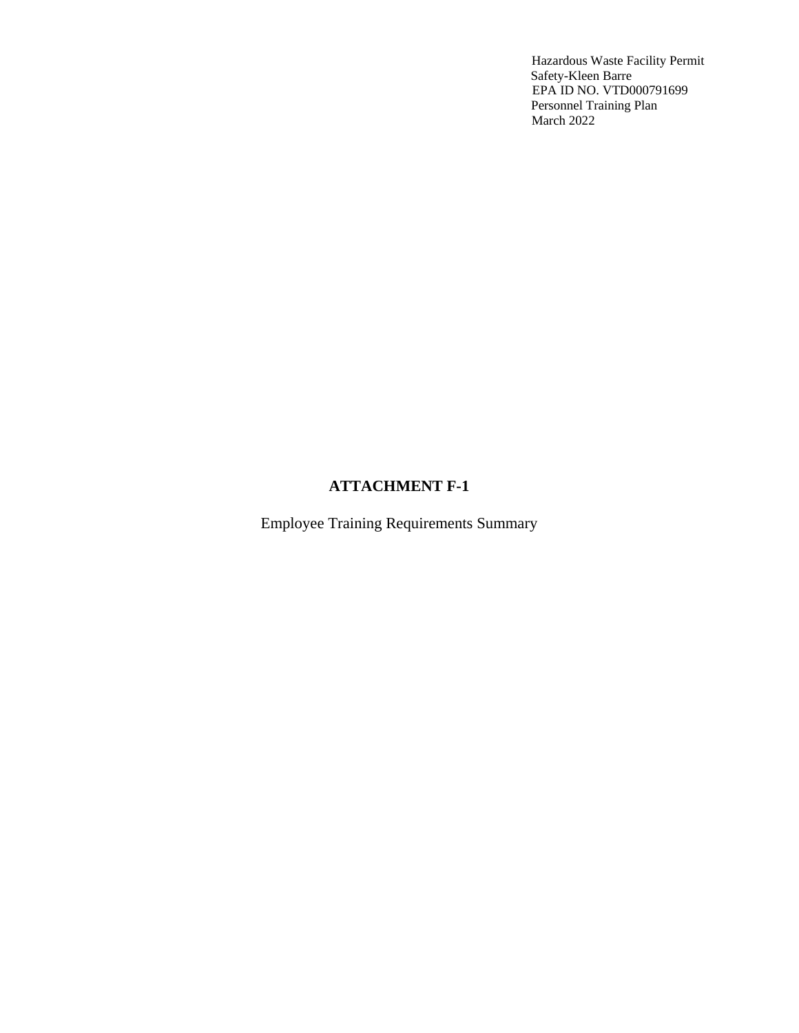# ATTACHMENT F-1

Employee Training Requirements Summary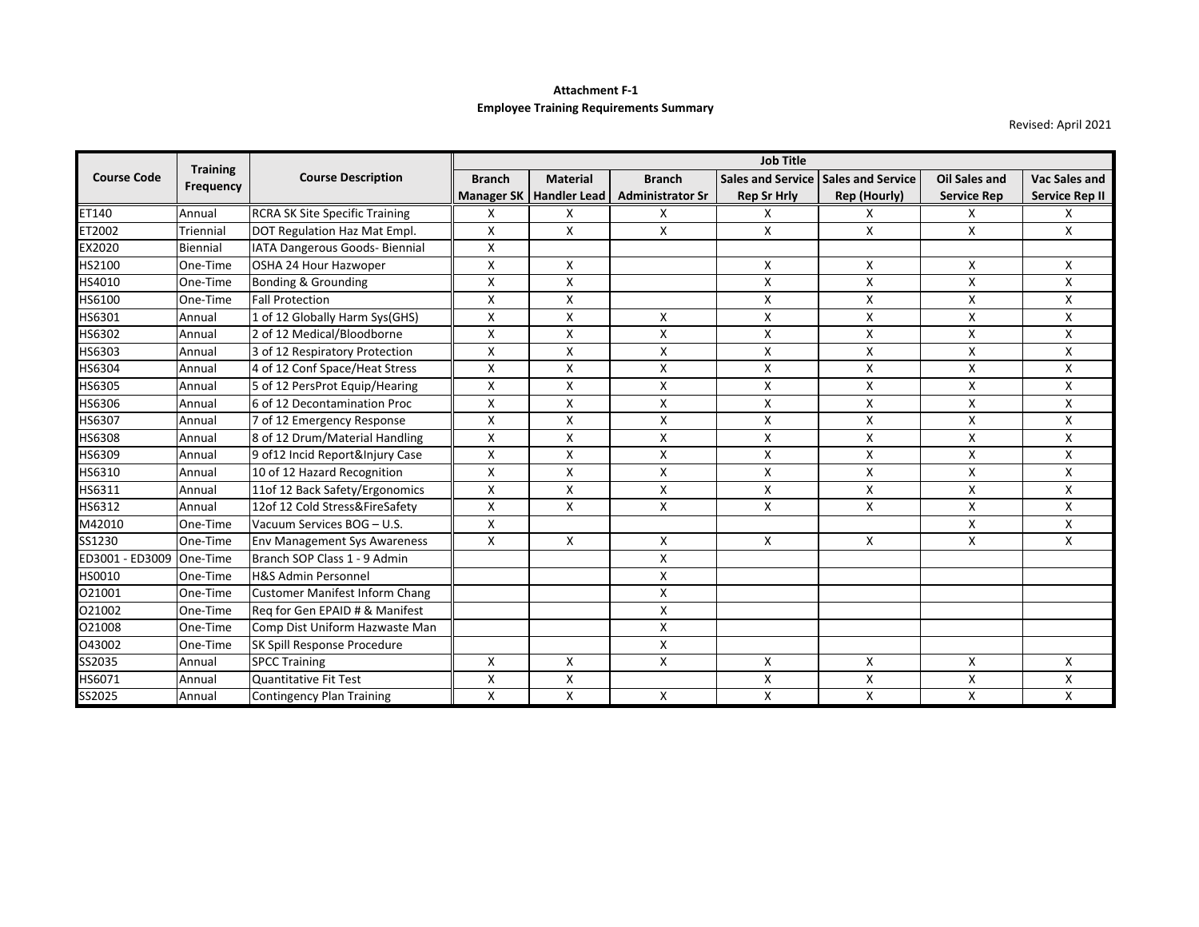**Attachment F-1**
**Employee Training Requirements Summary**

Revised: April 2021

| Course Code | Training Frequency | Course Description | Job Title | | | | | | |
|---|---|---|---|---|---|---|---|---|---|
| | | | Branch Manager SK | Material Handler Lead | Branch Administrator Sr | Sales and Service Rep Sr Hrly | Sales and Service Rep (Hourly) | Oil Sales and Service Rep | Vac Sales and Service Rep II |
| ET140 | Annual | RCRA SK Site Specific Training | X | X | X | X | X | X | X |
| ET2002 | Triennial | DOT Regulation Haz Mat Empl. | X | X | X | X | X | X | X |
| EX2020 | Biennial | IATA Dangerous Goods- Biennial | X | | | | | | |
| HS2100 | One-Time | OSHA 24 Hour Hazwoper | X | X | | X | X | X | X |
| HS4010 | One-Time | Bonding & Grounding | X | X | | X | X | X | X |
| HS6100 | One-Time | Fall Protection | X | X | | X | X | X | X |
| HS6301 | Annual | 1 of 12 Globally Harm Sys(GHS) | X | X | X | X | X | X | X |
| HS6302 | Annual | 2 of 12 Medical/Bloodborne | X | X | X | X | X | X | X |
| HS6303 | Annual | 3 of 12 Respiratory Protection | X | X | X | X | X | X | X |
| HS6304 | Annual | 4 of 12 Conf Space/Heat Stress | X | X | X | X | X | X | X |
| HS6305 | Annual | 5 of 12 PersProt Equip/Hearing | X | X | X | X | X | X | X |
| HS6306 | Annual | 6 of 12 Decontamination Proc | X | X | X | X | X | X | X |
| HS6307 | Annual | 7 of 12 Emergency Response | X | X | X | X | X | X | X |
| HS6308 | Annual | 8 of 12 Drum/Material Handling | X | X | X | X | X | X | X |
| HS6309 | Annual | 9 of12 Incid Report&Injury Case | X | X | X | X | X | X | X |
| HS6310 | Annual | 10 of 12 Hazard Recognition | X | X | X | X | X | X | X |
| HS6311 | Annual | 11of 12 Back Safety/Ergonomics | X | X | X | X | X | X | X |
| HS6312 | Annual | 12of 12 Cold Stress&FireSafety | X | X | X | X | X | X | X |
| M42010 | One-Time | Vacuum Services BOG – U.S. | X | | | | | X | X |
| SS1230 | One-Time | Env Management Sys Awareness | X | X | X | X | X | X | X |
| ED3001 - ED3009 | One-Time | Branch SOP Class 1 - 9 Admin | | | X | | | | |
| HS0010 | One-Time | H&S Admin Personnel | | | X | | | | |
| O21001 | One-Time | Customer Manifest Inform Chang | | | X | | | | |
| O21002 | One-Time | Req for Gen EPAID # & Manifest | | | X | | | | |
| O21008 | One-Time | Comp Dist Uniform Hazwaste Man | | | X | | | | |
| O43002 | One-Time | SK Spill Response Procedure | | | X | | | | |
| SS2035 | Annual | SPCC Training | X | X | X | X | X | X | X |
| HS6071 | Annual | Quantitative Fit Test | X | X | | X | X | X | X |
| SS2025 | Annual | Contingency Plan Training | X | X | X | X | X | X | X |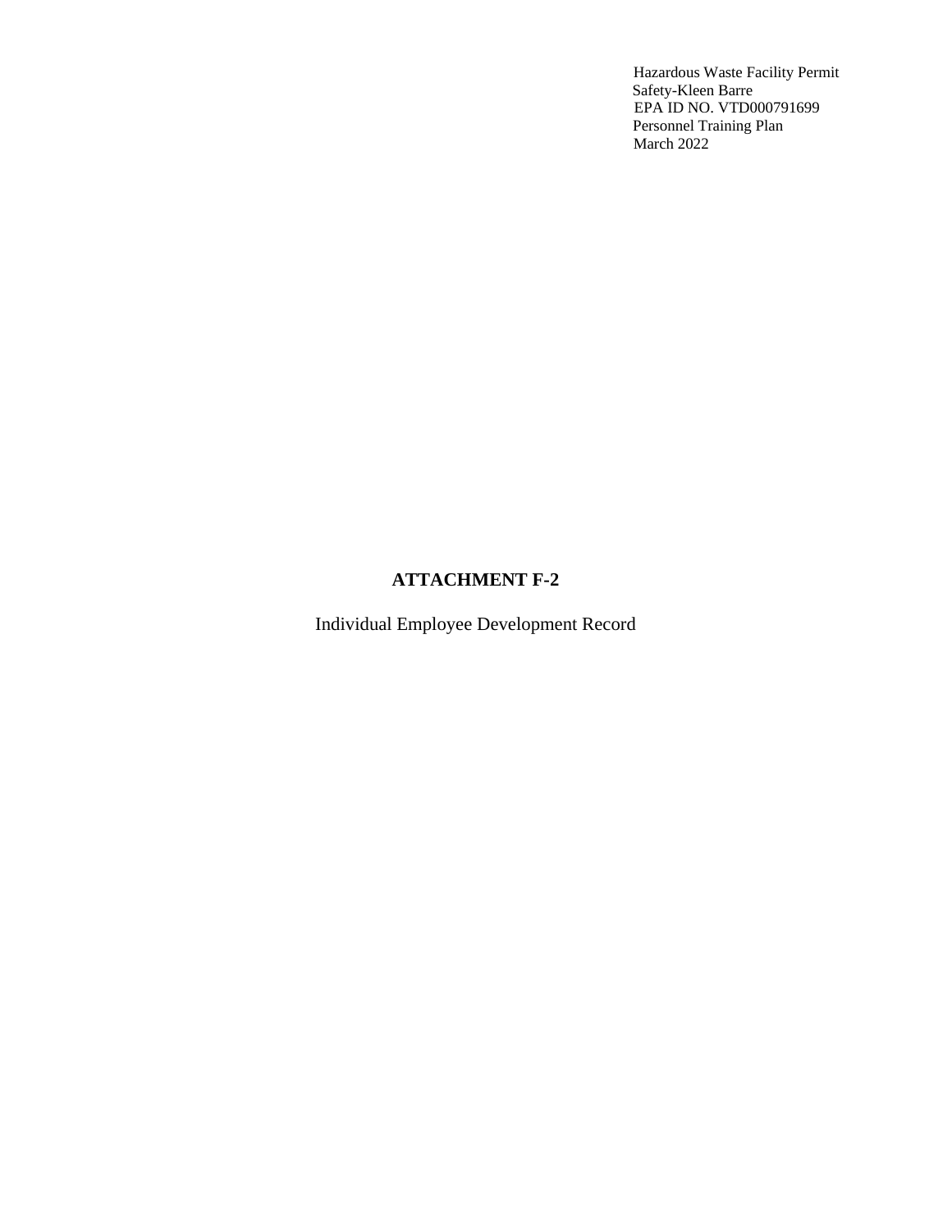# ATTACHMENT F-2

Individual Employee Development Record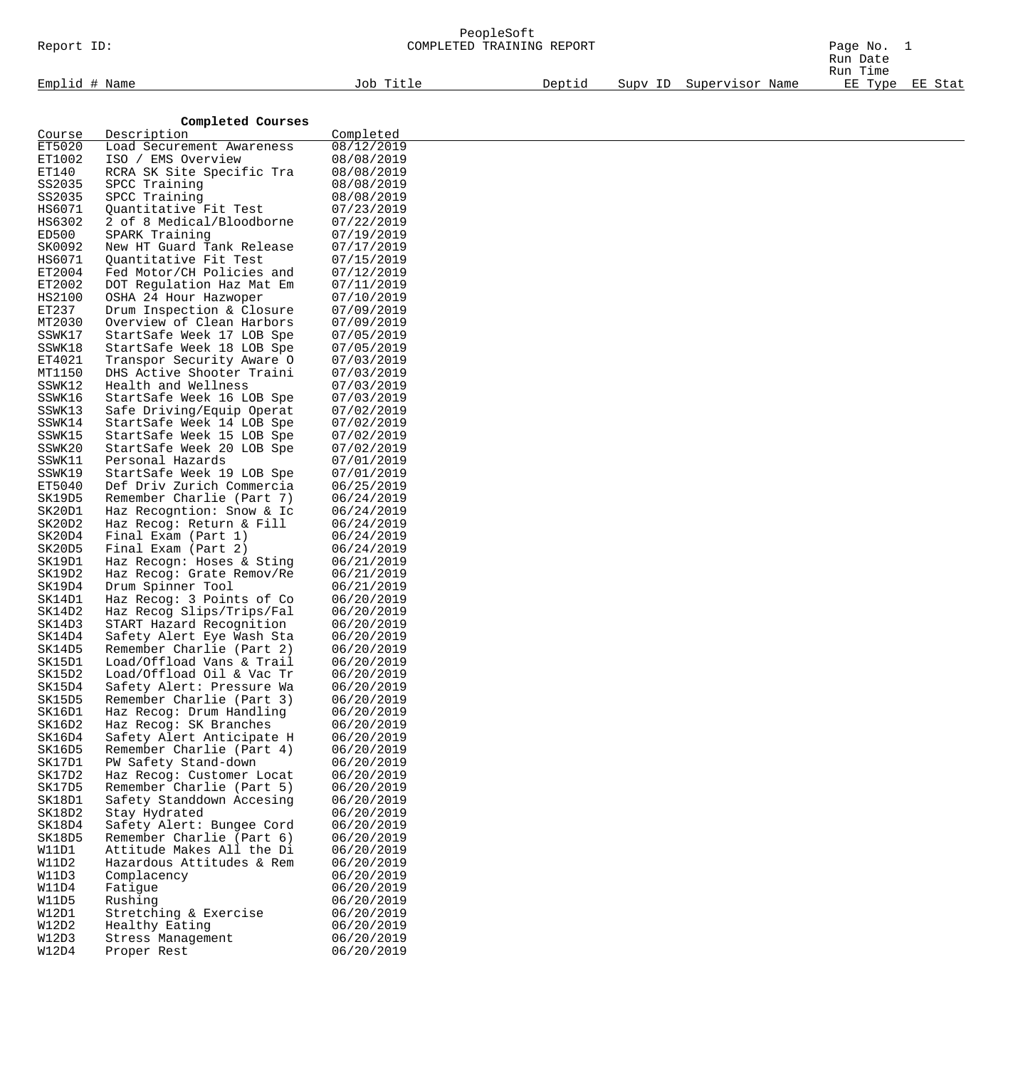PeopleSoft
COMPLETED TRAINING REPORT

Report ID:

Page No. 1
Run Date
Run Time

| Emplid # Name | Job Title | Deptid | Supv ID | Supervisor Name | EE Type | EE Stat |
|---|---|---|---|---|---|---|

**Completed Courses**

| Course | Description | Completed |
|---|---|---|
| ET5020 | Load Securement Awareness | 08/12/2019 |
| ET1002 | ISO / EMS Overview | 08/08/2019 |
| ET140 | RCRA SK Site Specific Tra | 08/08/2019 |
| SS2035 | SPCC Training | 08/08/2019 |
| SS2035 | SPCC Training | 08/08/2019 |
| HS6071 | Quantitative Fit Test | 07/23/2019 |
| HS6302 | 2 of 8 Medical/Bloodborne | 07/22/2019 |
| ED500 | SPARK Training | 07/19/2019 |
| SK0092 | New HT Guard Tank Release | 07/17/2019 |
| HS6071 | Quantitative Fit Test | 07/15/2019 |
| ET2004 | Fed Motor/CH Policies and | 07/12/2019 |
| ET2002 | DOT Regulation Haz Mat Em | 07/11/2019 |
| HS2100 | OSHA 24 Hour Hazwoper | 07/10/2019 |
| ET237 | Drum Inspection & Closure | 07/09/2019 |
| MT2030 | Overview of Clean Harbors | 07/09/2019 |
| SSWK17 | StartSafe Week 17 LOB Spe | 07/05/2019 |
| SSWK18 | StartSafe Week 18 LOB Spe | 07/05/2019 |
| ET4021 | Transpor Security Aware O | 07/03/2019 |
| MT1150 | DHS Active Shooter Traini | 07/03/2019 |
| SSWK12 | Health and Wellness | 07/03/2019 |
| SSWK16 | StartSafe Week 16 LOB Spe | 07/03/2019 |
| SSWK13 | Safe Driving/Equip Operat | 07/02/2019 |
| SSWK14 | StartSafe Week 14 LOB Spe | 07/02/2019 |
| SSWK15 | StartSafe Week 15 LOB Spe | 07/02/2019 |
| SSWK20 | StartSafe Week 20 LOB Spe | 07/02/2019 |
| SSWK11 | Personal Hazards | 07/01/2019 |
| SSWK19 | StartSafe Week 19 LOB Spe | 07/01/2019 |
| ET5040 | Def Driv Zurich Commercia | 06/25/2019 |
| SK19D5 | Remember Charlie (Part 7) | 06/24/2019 |
| SK20D1 | Haz Recogntion: Snow & Ic | 06/24/2019 |
| SK20D2 | Haz Recog: Return & Fill | 06/24/2019 |
| SK20D4 | Final Exam (Part 1) | 06/24/2019 |
| SK20D5 | Final Exam (Part 2) | 06/24/2019 |
| SK19D1 | Haz Recogn: Hoses & Sting | 06/21/2019 |
| SK19D2 | Haz Recog: Grate Remov/Re | 06/21/2019 |
| SK19D4 | Drum Spinner Tool | 06/21/2019 |
| SK14D1 | Haz Recog: 3 Points of Co | 06/20/2019 |
| SK14D2 | Haz Recog Slips/Trips/Fal | 06/20/2019 |
| SK14D3 | START Hazard Recognition | 06/20/2019 |
| SK14D4 | Safety Alert Eye Wash Sta | 06/20/2019 |
| SK14D5 | Remember Charlie (Part 2) | 06/20/2019 |
| SK15D1 | Load/Offload Vans & Trail | 06/20/2019 |
| SK15D2 | Load/Offload Oil & Vac Tr | 06/20/2019 |
| SK15D4 | Safety Alert: Pressure Wa | 06/20/2019 |
| SK15D5 | Remember Charlie (Part 3) | 06/20/2019 |
| SK16D1 | Haz Recog: Drum Handling | 06/20/2019 |
| SK16D2 | Haz Recog: SK Branches | 06/20/2019 |
| SK16D4 | Safety Alert Anticipate H | 06/20/2019 |
| SK16D5 | Remember Charlie (Part 4) | 06/20/2019 |
| SK17D1 | PW Safety Stand-down | 06/20/2019 |
| SK17D2 | Haz Recog: Customer Locat | 06/20/2019 |
| SK17D5 | Remember Charlie (Part 5) | 06/20/2019 |
| SK18D1 | Safety Standdown Accesing | 06/20/2019 |
| SK18D2 | Stay Hydrated | 06/20/2019 |
| SK18D4 | Safety Alert: Bungee Cord | 06/20/2019 |
| SK18D5 | Remember Charlie (Part 6) | 06/20/2019 |
| W11D1 | Attitude Makes All the Di | 06/20/2019 |
| W11D2 | Hazardous Attitudes & Rem | 06/20/2019 |
| W11D3 | Complacency | 06/20/2019 |
| W11D4 | Fatigue | 06/20/2019 |
| W11D5 | Rushing | 06/20/2019 |
| W12D1 | Stretching & Exercise | 06/20/2019 |
| W12D2 | Healthy Eating | 06/20/2019 |
| W12D3 | Stress Management | 06/20/2019 |
| W12D4 | Proper Rest | 06/20/2019 |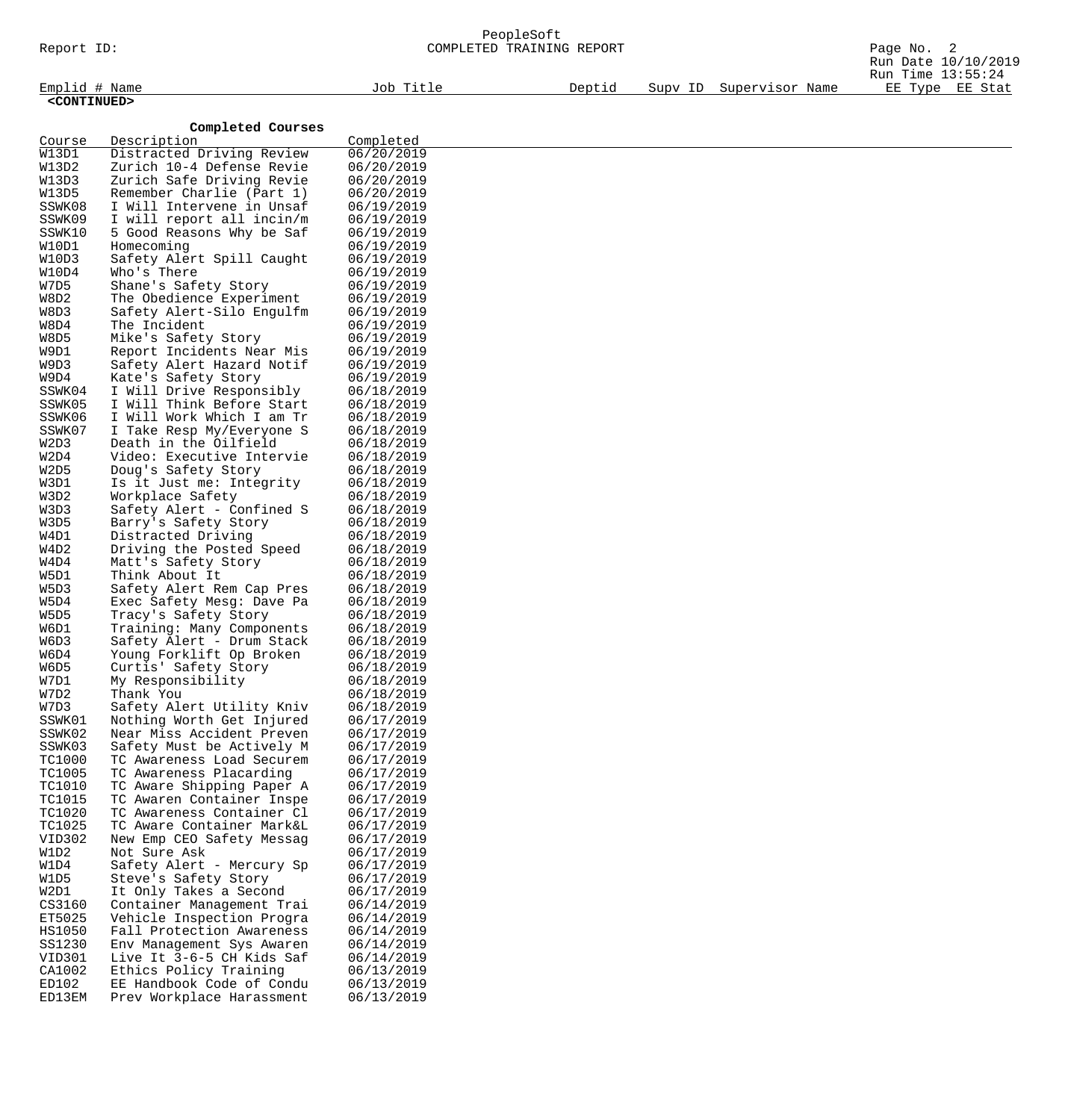PeopleSoft
Report ID: COMPLETED TRAINING REPORT

Run Date 10/10/2019
Run Time 13:55:24

| Emplid # Name | Job Title | Deptid | Supv ID | Supervisor Name | EE Type | EE Stat |
|---|---|---|---|---|---|---|

**<CONTINUED>**

**Completed Courses**

| Course | Description | Completed |
|---|---|---|
| W13D1 | Distracted Driving Review | 06/20/2019 |
| W13D2 | Zurich 10-4 Defense Revie | 06/20/2019 |
| W13D3 | Zurich Safe Driving Revie | 06/20/2019 |
| W13D5 | Remember Charlie (Part 1) | 06/20/2019 |
| SSWK08 | I Will Intervene in Unsaf | 06/19/2019 |
| SSWK09 | I will report all incin/m | 06/19/2019 |
| SSWK10 | 5 Good Reasons Why be Saf | 06/19/2019 |
| W10D1 | Homecoming | 06/19/2019 |
| W10D3 | Safety Alert Spill Caught | 06/19/2019 |
| W10D4 | Who's There | 06/19/2019 |
| W7D5 | Shane's Safety Story | 06/19/2019 |
| W8D2 | The Obedience Experiment | 06/19/2019 |
| W8D3 | Safety Alert-Silo Engulfm | 06/19/2019 |
| W8D4 | The Incident | 06/19/2019 |
| W8D5 | Mike's Safety Story | 06/19/2019 |
| W9D1 | Report Incidents Near Mis | 06/19/2019 |
| W9D3 | Safety Alert Hazard Notif | 06/19/2019 |
| W9D4 | Kate's Safety Story | 06/19/2019 |
| SSWK04 | I Will Drive Responsibly | 06/18/2019 |
| SSWK05 | I Will Think Before Start | 06/18/2019 |
| SSWK06 | I Will Work Which I am Tr | 06/18/2019 |
| SSWK07 | I Take Resp My/Everyone S | 06/18/2019 |
| W2D3 | Death in the Oilfield | 06/18/2019 |
| W2D4 | Video: Executive Intervie | 06/18/2019 |
| W2D5 | Doug's Safety Story | 06/18/2019 |
| W3D1 | Is it Just me: Integrity | 06/18/2019 |
| W3D2 | Workplace Safety | 06/18/2019 |
| W3D3 | Safety Alert - Confined S | 06/18/2019 |
| W3D5 | Barry's Safety Story | 06/18/2019 |
| W4D1 | Distracted Driving | 06/18/2019 |
| W4D2 | Driving the Posted Speed | 06/18/2019 |
| W4D4 | Matt's Safety Story | 06/18/2019 |
| W5D1 | Think About It | 06/18/2019 |
| W5D3 | Safety Alert Rem Cap Pres | 06/18/2019 |
| W5D4 | Exec Safety Mesg: Dave Pa | 06/18/2019 |
| W5D5 | Tracy's Safety Story | 06/18/2019 |
| W6D1 | Training: Many Components | 06/18/2019 |
| W6D3 | Safety Alert - Drum Stack | 06/18/2019 |
| W6D4 | Young Forklift Op Broken | 06/18/2019 |
| W6D5 | Curtis' Safety Story | 06/18/2019 |
| W7D1 | My Responsibility | 06/18/2019 |
| W7D2 | Thank You | 06/18/2019 |
| W7D3 | Safety Alert Utility Kniv | 06/18/2019 |
| SSWK01 | Nothing Worth Get Injured | 06/17/2019 |
| SSWK02 | Near Miss Accident Preven | 06/17/2019 |
| SSWK03 | Safety Must be Actively M | 06/17/2019 |
| TC1000 | TC Awareness Load Securem | 06/17/2019 |
| TC1005 | TC Awareness Placarding | 06/17/2019 |
| TC1010 | TC Aware Shipping Paper A | 06/17/2019 |
| TC1015 | TC Awaren Container Inspe | 06/17/2019 |
| TC1020 | TC Awareness Container Cl | 06/17/2019 |
| TC1025 | TC Aware Container Mark&L | 06/17/2019 |
| VID302 | New Emp CEO Safety Messag | 06/17/2019 |
| W1D2 | Not Sure Ask | 06/17/2019 |
| W1D4 | Safety Alert - Mercury Sp | 06/17/2019 |
| W1D5 | Steve's Safety Story | 06/17/2019 |
| W2D1 | It Only Takes a Second | 06/17/2019 |
| CS3160 | Container Management Trai | 06/14/2019 |
| ET5025 | Vehicle Inspection Progra | 06/14/2019 |
| HS1050 | Fall Protection Awareness | 06/14/2019 |
| SS1230 | Env Management Sys Awaren | 06/14/2019 |
| VID301 | Live It 3-6-5 CH Kids Saf | 06/14/2019 |
| CA1002 | Ethics Policy Training | 06/13/2019 |
| ED102 | EE Handbook Code of Condu | 06/13/2019 |
| ED13EM | Prev Workplace Harassment | 06/13/2019 |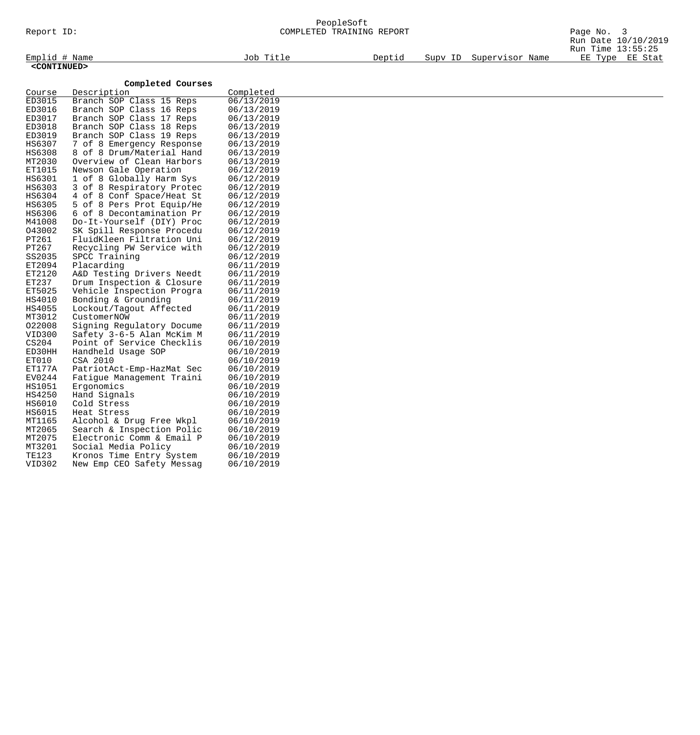PeopleSoft
COMPLETED TRAINING REPORT

Report ID:

Run Date 10/10/2019
Run Time 13:55:25

| Emplid # Name | Job Title | Deptid | Supv ID | Supervisor Name | EE Type | EE Stat |
|---|---|---|---|---|---|---|

**<CONTINUED>**

**Completed Courses**

| Course | Description | Completed |
|---|---|---|
| ED3015 | Branch SOP Class 15 Reps | 06/13/2019 |
| ED3016 | Branch SOP Class 16 Reps | 06/13/2019 |
| ED3017 | Branch SOP Class 17 Reps | 06/13/2019 |
| ED3018 | Branch SOP Class 18 Reps | 06/13/2019 |
| ED3019 | Branch SOP Class 19 Reps | 06/13/2019 |
| HS6307 | 7 of 8 Emergency Response | 06/13/2019 |
| HS6308 | 8 of 8 Drum/Material Hand | 06/13/2019 |
| MT2030 | Overview of Clean Harbors | 06/13/2019 |
| ET1015 | Newson Gale Operation | 06/12/2019 |
| HS6301 | 1 of 8 Globally Harm Sys | 06/12/2019 |
| HS6303 | 3 of 8 Respiratory Protec | 06/12/2019 |
| HS6304 | 4 of 8 Conf Space/Heat St | 06/12/2019 |
| HS6305 | 5 of 8 Pers Prot Equip/He | 06/12/2019 |
| HS6306 | 6 of 8 Decontamination Pr | 06/12/2019 |
| M41008 | Do-It-Yourself (DIY) Proc | 06/12/2019 |
| O43002 | SK Spill Response Procedu | 06/12/2019 |
| PT261 | FluidKleen Filtration Uni | 06/12/2019 |
| PT267 | Recycling PW Service with | 06/12/2019 |
| SS2035 | SPCC Training | 06/12/2019 |
| ET2094 | Placarding | 06/11/2019 |
| ET2120 | A&D Testing Drivers Needt | 06/11/2019 |
| ET237 | Drum Inspection & Closure | 06/11/2019 |
| ET5025 | Vehicle Inspection Progra | 06/11/2019 |
| HS4010 | Bonding & Grounding | 06/11/2019 |
| HS4055 | Lockout/Tagout Affected | 06/11/2019 |
| MT3012 | CustomerNOW | 06/11/2019 |
| O22008 | Signing Regulatory Docume | 06/11/2019 |
| VID300 | Safety 3-6-5 Alan McKim M | 06/11/2019 |
| CS204 | Point of Service Checklis | 06/10/2019 |
| ED30HH | Handheld Usage SOP | 06/10/2019 |
| ET010 | CSA 2010 | 06/10/2019 |
| ET177A | PatriotAct-Emp-HazMat Sec | 06/10/2019 |
| EV0244 | Fatigue Management Traini | 06/10/2019 |
| HS1051 | Ergonomics | 06/10/2019 |
| HS4250 | Hand Signals | 06/10/2019 |
| HS6010 | Cold Stress | 06/10/2019 |
| HS6015 | Heat Stress | 06/10/2019 |
| MT1165 | Alcohol & Drug Free Wkpl | 06/10/2019 |
| MT2065 | Search & Inspection Polic | 06/10/2019 |
| MT2075 | Electronic Comm & Email P | 06/10/2019 |
| MT3201 | Social Media Policy | 06/10/2019 |
| TE123 | Kronos Time Entry System | 06/10/2019 |
| VID302 | New Emp CEO Safety Messag | 06/10/2019 |